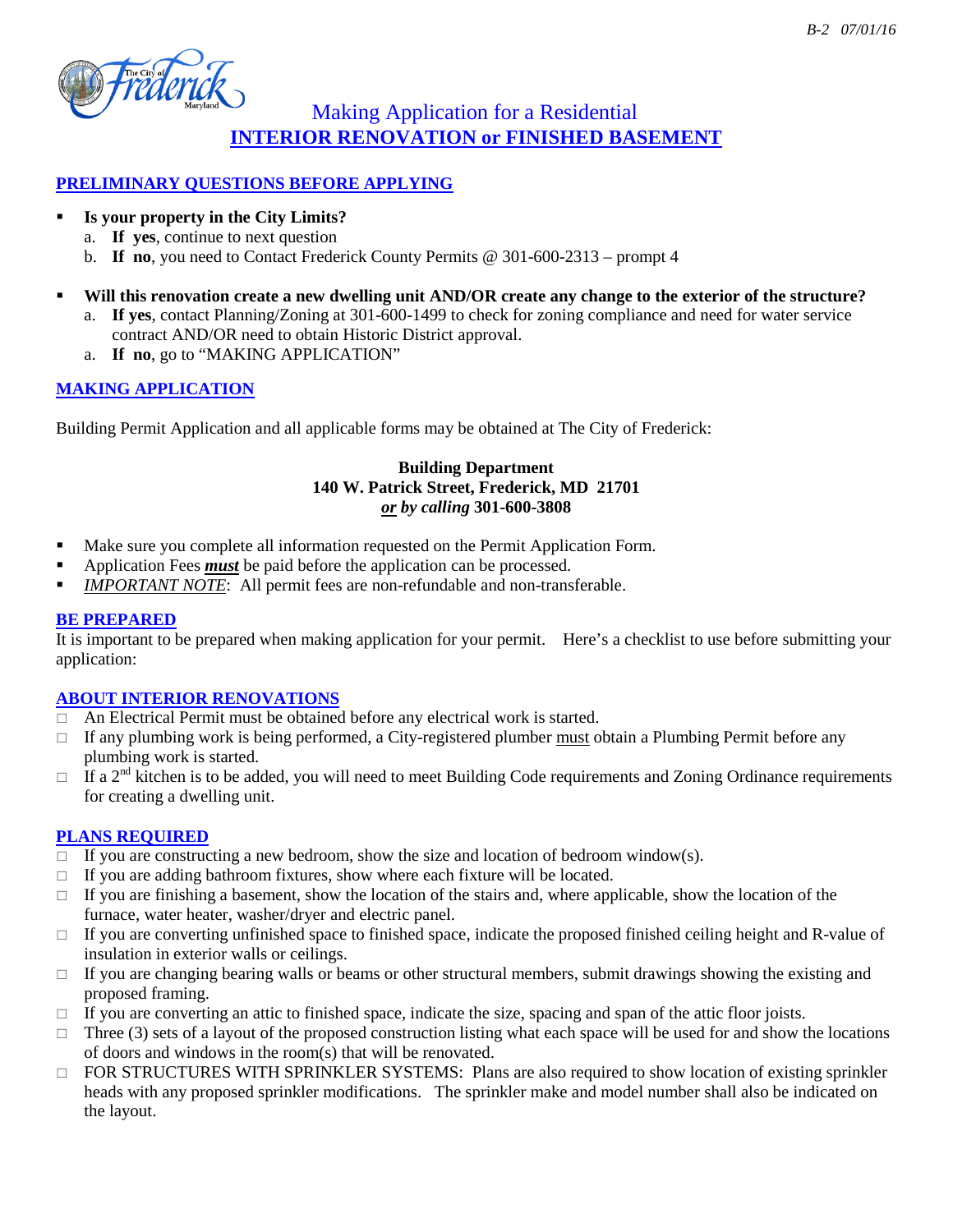# Making Application for a Residential
# INTERIOR RENOVATION or FINISHED BASEMENT

## PRELIMINARY QUESTIONS BEFORE APPLYING

- **Is your property in the City Limits?**
  a. **If yes**, continue to next question
  b. **If no**, you need to Contact Frederick County Permits @ 301-600-2313 – prompt 4

- **Will this renovation create a new dwelling unit AND/OR create any change to the exterior of the structure?**
  a. **If yes**, contact Planning/Zoning at 301-600-1499 to check for zoning compliance and need for water service contract AND/OR need to obtain Historic District approval.
  a. **If no**, go to "MAKING APPLICATION"

## MAKING APPLICATION

Building Permit Application and all applicable forms may be obtained at The City of Frederick:

**Building Department**
**140 W. Patrick Street, Frederick, MD 21701**
***or* by calling 301-600-3808**

- Make sure you complete all information requested on the Permit Application Form.
- Application Fees ***must*** be paid before the application can be processed.
- *IMPORTANT NOTE*: All permit fees are non-refundable and non-transferable.

## BE PREPARED

It is important to be prepared when making application for your permit. Here's a checklist to use before submitting your application:

## ABOUT INTERIOR RENOVATIONS

- ☐ An Electrical Permit must be obtained before any electrical work is started.
- ☐ If any plumbing work is being performed, a City-registered plumber must obtain a Plumbing Permit before any plumbing work is started.
- ☐ If a 2nd kitchen is to be added, you will need to meet Building Code requirements and Zoning Ordinance requirements for creating a dwelling unit.

## PLANS REQUIRED

- ☐ If you are constructing a new bedroom, show the size and location of bedroom window(s).
- ☐ If you are adding bathroom fixtures, show where each fixture will be located.
- ☐ If you are finishing a basement, show the location of the stairs and, where applicable, show the location of the furnace, water heater, washer/dryer and electric panel.
- ☐ If you are converting unfinished space to finished space, indicate the proposed finished ceiling height and R-value of insulation in exterior walls or ceilings.
- ☐ If you are changing bearing walls or beams or other structural members, submit drawings showing the existing and proposed framing.
- ☐ If you are converting an attic to finished space, indicate the size, spacing and span of the attic floor joists.
- ☐ Three (3) sets of a layout of the proposed construction listing what each space will be used for and show the locations of doors and windows in the room(s) that will be renovated.
- ☐ FOR STRUCTURES WITH SPRINKLER SYSTEMS: Plans are also required to show location of existing sprinkler heads with any proposed sprinkler modifications. The sprinkler make and model number shall also be indicated on the layout.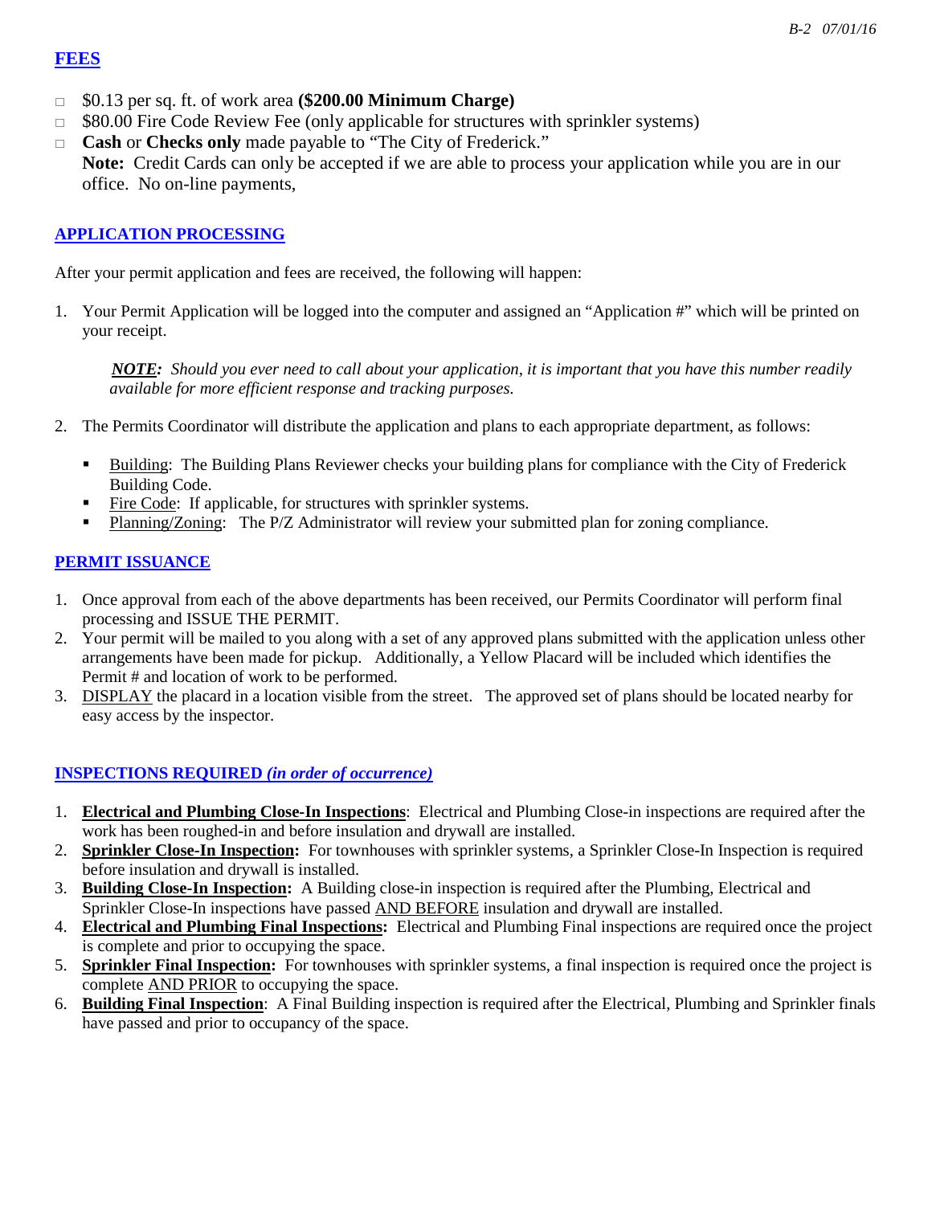## FEES

- $0.13 per sq. ft. of work area **($200.00 Minimum Charge)**
- $80.00 Fire Code Review Fee (only applicable for structures with sprinkler systems)
- **Cash** or **Checks only** made payable to "The City of Frederick."
  **Note:** Credit Cards can only be accepted if we are able to process your application while you are in our office. No on-line payments,

## APPLICATION PROCESSING

After your permit application and fees are received, the following will happen:

1. Your Permit Application will be logged into the computer and assigned an "Application #" which will be printed on your receipt.

   ***NOTE:*** *Should you ever need to call about your application, it is important that you have this number readily available for more efficient response and tracking purposes.*

2. The Permits Coordinator will distribute the application and plans to each appropriate department, as follows:

   - Building: The Building Plans Reviewer checks your building plans for compliance with the City of Frederick Building Code.
   - Fire Code: If applicable, for structures with sprinkler systems.
   - Planning/Zoning: The P/Z Administrator will review your submitted plan for zoning compliance.

## PERMIT ISSUANCE

1. Once approval from each of the above departments has been received, our Permits Coordinator will perform final processing and ISSUE THE PERMIT.
2. Your permit will be mailed to you along with a set of any approved plans submitted with the application unless other arrangements have been made for pickup. Additionally, a Yellow Placard will be included which identifies the Permit # and location of work to be performed.
3. DISPLAY the placard in a location visible from the street. The approved set of plans should be located nearby for easy access by the inspector.

## INSPECTIONS REQUIRED *(in order of occurrence)*

1. **Electrical and Plumbing Close-In Inspections**: Electrical and Plumbing Close-in inspections are required after the work has been roughed-in and before insulation and drywall are installed.
2. **Sprinkler Close-In Inspection:** For townhouses with sprinkler systems, a Sprinkler Close-In Inspection is required before insulation and drywall is installed.
3. **Building Close-In Inspection:** A Building close-in inspection is required after the Plumbing, Electrical and Sprinkler Close-In inspections have passed AND BEFORE insulation and drywall are installed.
4. **Electrical and Plumbing Final Inspections:** Electrical and Plumbing Final inspections are required once the project is complete and prior to occupying the space.
5. **Sprinkler Final Inspection:** For townhouses with sprinkler systems, a final inspection is required once the project is complete AND PRIOR to occupying the space.
6. **Building Final Inspection**: A Final Building inspection is required after the Electrical, Plumbing and Sprinkler finals have passed and prior to occupancy of the space.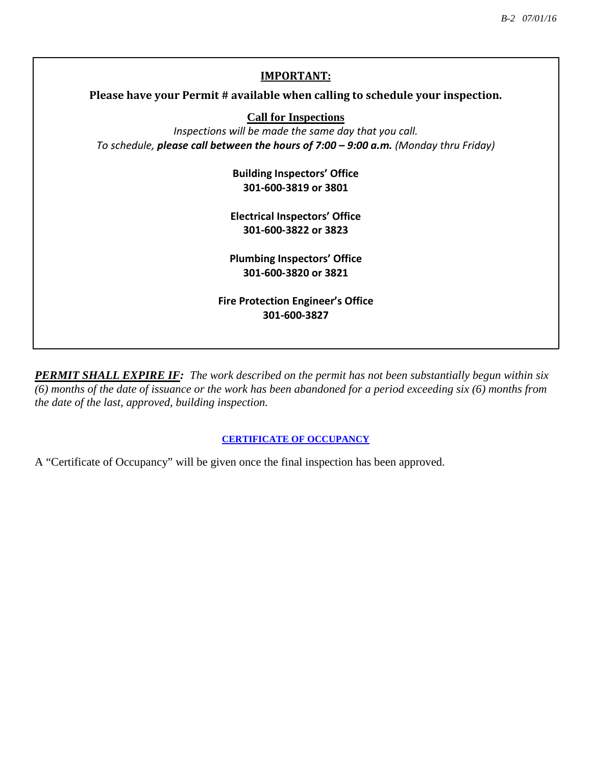## IMPORTANT:

**Please have your Permit # available when calling to schedule your inspection.**

**Call for Inspections**

*Inspections will be made the same day that you call.*
*To schedule, **please call between the hours of 7:00 – 9:00 a.m.** (Monday thru Friday)*

**Building Inspectors' Office**
**301-600-3819 or 3801**

**Electrical Inspectors' Office**
**301-600-3822 or 3823**

**Plumbing Inspectors' Office**
**301-600-3820 or 3821**

**Fire Protection Engineer's Office**
**301-600-3827**

***PERMIT SHALL EXPIRE IF:*** *The work described on the permit has not been substantially begun within six (6) months of the date of issuance or the work has been abandoned for a period exceeding six (6) months from the date of the last, approved, building inspection.*

**CERTIFICATE OF OCCUPANCY**

A "Certificate of Occupancy" will be given once the final inspection has been approved.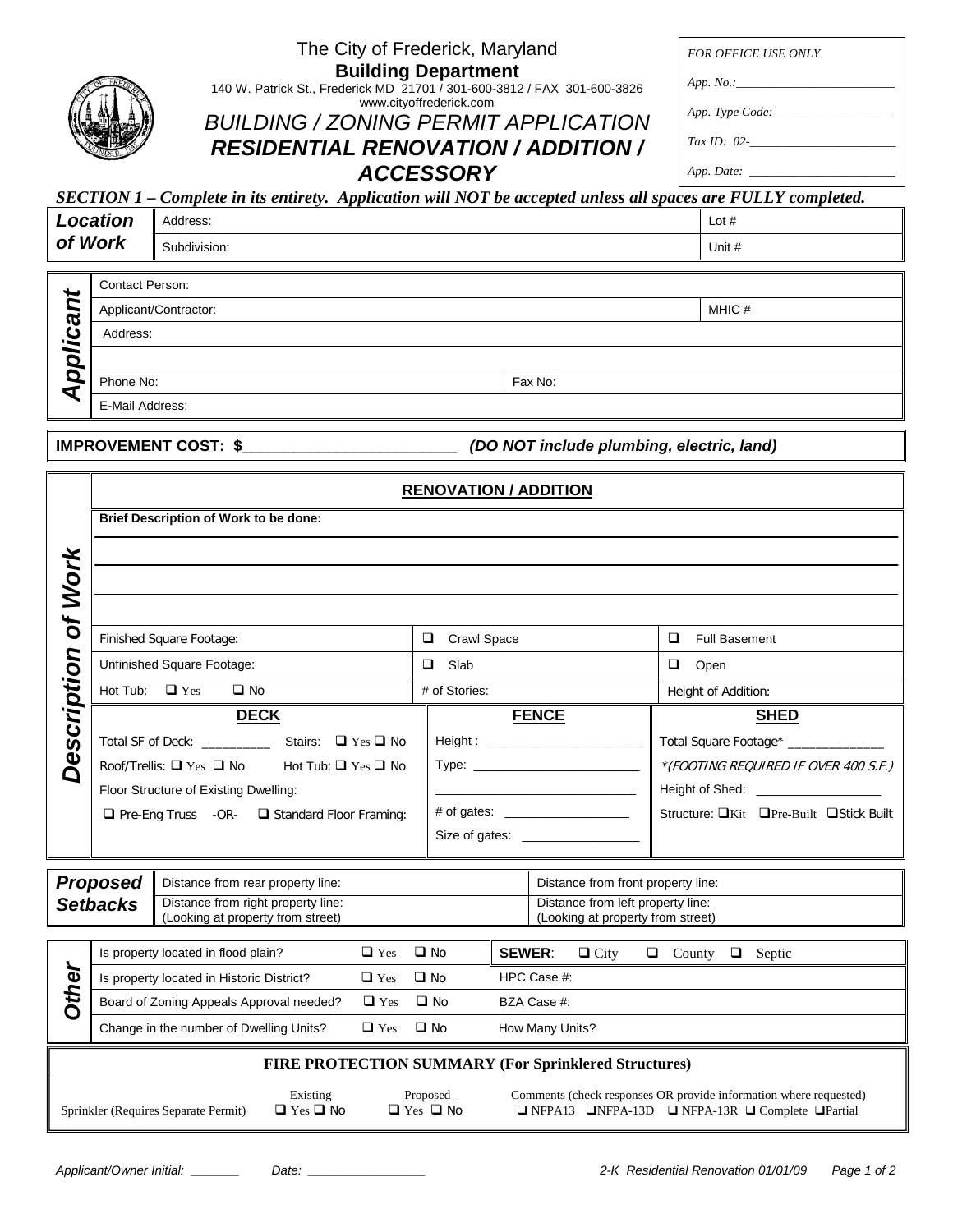The City of Frederick, Maryland
**Building Department**
140 W. Patrick St., Frederick MD 21701 / 301-600-3812 / FAX 301-600-3826
www.cityoffrederick.com

# *BUILDING / ZONING PERMIT APPLICATION*
# ***RESIDENTIAL RENOVATION / ADDITION / ACCESSORY***

| *FOR OFFICE USE ONLY* |
|---|
| *App. No.:*__________________ |
| *App. Type Code:*______________ |
| *Tax ID: 02-*________________ |
| *App. Date:* ________________ |

***SECTION 1 – Complete in its entirety. Application will NOT be accepted unless all spaces are FULLY completed.***

| ***Location of Work*** | | |
|---|---|---|
| | Address: | Lot # |
| | Subdivision: | Unit # |

| ***Applicant*** | | |
|---|---|---|
| | Contact Person: | |
| | Applicant/Contractor: | MHIC # |
| | Address: | |
| | | |
| | Phone No: | Fax No: |
| | E-Mail Address: | |

**IMPROVEMENT COST: $__________________________** ***(DO NOT include plumbing, electric, land)***

## ***Description of Work***

**RENOVATION / ADDITION**

**Brief Description of Work to be done:**

______________________________________________

______________________________________________

______________________________________________

| | | |
|---|---|---|
| Finished Square Footage: | ☐ Crawl Space | ☐ Full Basement |
| Unfinished Square Footage: | ☐ Slab | ☐ Open |
| Hot Tub: ☐ Yes ☐ No | # of Stories: | Height of Addition: |

| **DECK** | **FENCE** | **SHED** |
|---|---|---|
| Total SF of Deck: __________ Stairs: ☐ Yes ☐ No | Height : ______________________ | Total Square Footage* _____________ |
| Roof/Trellis: ☐ Yes ☐ No Hot Tub: ☐ Yes ☐ No | Type: ________________________ | *\*(FOOTING REQUIRED IF OVER 400 S.F.)* |
| Floor Structure of Existing Dwelling: | ____________________________ | Height of Shed: _________________ |
| ☐ Pre-Eng Truss -OR- ☐ Standard Floor Framing: | # of gates: __________________ | Structure: ☐Kit ☐Pre-Built ☐Stick Built |
| | Size of gates: _________________ | |

| ***Proposed Setbacks*** | | |
|---|---|---|
| | Distance from rear property line: | Distance from front property line: |
| | Distance from right property line: (Looking at property from street) | Distance from left property line: (Looking at property from street) |

| ***Other*** | | | |
|---|---|---|---|
| | Is property located in flood plain? | ☐ Yes ☐ No | **SEWER**: ☐ City ☐ County ☐ Septic |
| | Is property located in Historic District? | ☐ Yes ☐ No | HPC Case #: |
| | Board of Zoning Appeals Approval needed? | ☐ Yes ☐ No | BZA Case #: |
| | Change in the number of Dwelling Units? | ☐ Yes ☐ No | How Many Units? |

**FIRE PROTECTION SUMMARY (For Sprinklered Structures)**

| | Existing | Proposed | Comments (check responses OR provide information where requested) |
|---|---|---|---|
| Sprinkler (Requires Separate Permit) | ☐ Yes ☐ No | ☐ Yes ☐ No | ☐ NFPA13 ☐NFPA-13D ☐ NFPA-13R ☐ Complete ☐Partial |

*Applicant/Owner Initial: _______ Date: _________________*

*2-K Residential Renovation 01/01/09*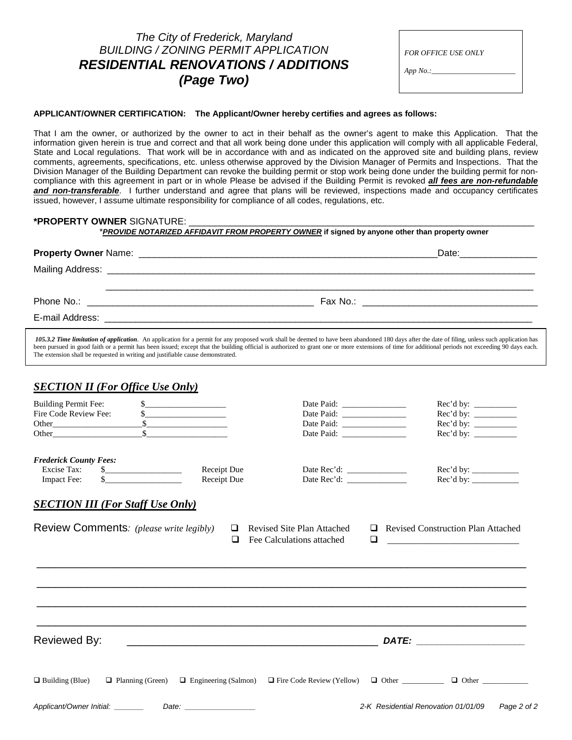*The City of Frederick, Maryland*
*BUILDING / ZONING PERMIT APPLICATION*

# ***RESIDENTIAL RENOVATIONS / ADDITIONS***
## ***(Page Two)***

*FOR OFFICE USE ONLY*

*App No.:____________________*

**APPLICANT/OWNER CERTIFICATION: The Applicant/Owner hereby certifies and agrees as follows:**

That I am the owner, or authorized by the owner to act in their behalf as the owner's agent to make this Application. That the information given herein is true and correct and that all work being done under this application will comply with all applicable Federal, State and Local regulations. That work will be in accordance with and as indicated on the approved site and building plans, review comments, agreements, specifications, etc. unless otherwise approved by the Division Manager of Permits and Inspections. That the Division Manager of the Building Department can revoke the building permit or stop work being done under the building permit for non-compliance with this agreement in part or in whole Please be advised if the Building Permit is revoked ***all fees are non-refundable and non-transferable***. I further understand and agree that plans will be reviewed, inspections made and occupancy certificates issued, however, I assume ultimate responsibility for compliance of all codes, regulations, etc.

**\*PROPERTY OWNER** SIGNATURE: ____________________________________________

\****PROVIDE NOTARIZED AFFIDAVIT FROM PROPERTY OWNER*** **if signed by anyone other than property owner**

**Property Owner** Name: ____________________________________________ Date:______________

Mailing Address: ____________________________________________

____________________________________________

Phone No.: ______________________________ Fax No.: ______________________________

E-mail Address: ____________________________________________

***105.3.2 Time limitation of application***. An application for a permit for any proposed work shall be deemed to have been abandoned 180 days after the date of filing, unless such application has been pursued in good faith or a permit has been issued; except that the building official is authorized to grant one or more extensions of time for additional periods not exceeding 90 days each. The extension shall be requested in writing and justifiable cause demonstrated.

## ***SECTION II (For Office Use Only)***

| | | | |
|---|---|---|---|
| Building Permit Fee: | $__________________ | Date Paid: ______________ | Rec'd by: __________ |
| Fire Code Review Fee: | $__________________ | Date Paid: ______________ | Rec'd by: __________ |
| Other____________________ | $__________________ | Date Paid: ______________ | Rec'd by: __________ |
| Other____________________ | $__________________ | Date Paid: ______________ | Rec'd by: __________ |

***Frederick County Fees:***

| | | | | |
|---|---|---|---|---|
| Excise Tax: | $________________ | Receipt Due | Date Rec'd: ______________ | Rec'd by: ___________ |
| Impact Fee: | $________________ | Receipt Due | Date Rec'd: ______________ | Rec'd by: ___________ |

## ***SECTION III (For Staff Use Only)***

Review Comments*: (please write legibly)*

- ☐ Revised Site Plan Attached
- ☐ Revised Construction Plan Attached
- ☐ Fee Calculations attached
- ☐ ____________________________

____________________________________________

____________________________________________

____________________________________________

____________________________________________

Reviewed By: ____________________________________________ ***DATE:*** ____________________

☐ Building (Blue) ☐ Planning (Green) ☐ Engineering (Salmon) ☐ Fire Code Review (Yellow) ☐ Other __________ ☐ Other __________

*Applicant/Owner Initial: ______ Date: ________________*

*2-K Residential Renovation 01/01/09*